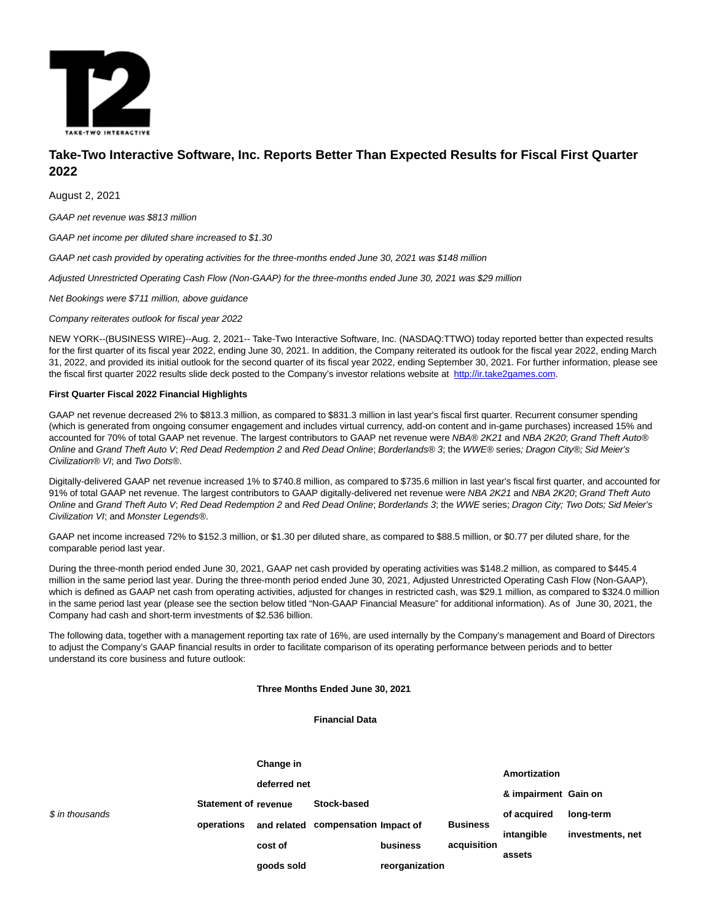# Take-Two Interactive Software, Inc. Reports Better Than Expected Results for Fiscal First Quarter 2022

August 2, 2021

*GAAP net revenue was $813 million*

*GAAP net income per diluted share increased to $1.30*

*GAAP net cash provided by operating activities for the three-months ended June 30, 2021 was $148 million*

*Adjusted Unrestricted Operating Cash Flow (Non-GAAP) for the three-months ended June 30, 2021 was $29 million*

*Net Bookings were $711 million, above guidance*

*Company reiterates outlook for fiscal year 2022*

NEW YORK--(BUSINESS WIRE)--Aug. 2, 2021-- Take-Two Interactive Software, Inc. (NASDAQ:TTWO) today reported better than expected results for the first quarter of its fiscal year 2022, ending June 30, 2021. In addition, the Company reiterated its outlook for the fiscal year 2022, ending March 31, 2022, and provided its initial outlook for the second quarter of its fiscal year 2022, ending September 30, 2021. For further information, please see the fiscal first quarter 2022 results slide deck posted to the Company's investor relations website at [http://ir.take2games.com](http://ir.take2games.com).

**First Quarter Fiscal 2022 Financial Highlights**

GAAP net revenue decreased 2% to $813.3 million, as compared to $831.3 million in last year's fiscal first quarter. Recurrent consumer spending (which is generated from ongoing consumer engagement and includes virtual currency, add-on content and in-game purchases) increased 15% and accounted for 70% of total GAAP net revenue. The largest contributors to GAAP net revenue were *NBA® 2K21* and *NBA 2K20*; *Grand Theft Auto® Online* and *Grand Theft Auto V*; *Red Dead Redemption 2* and *Red Dead Online*; *Borderlands® 3*; the *WWE®* series*; Dragon City®; Sid Meier's Civilization® VI*; and *Two Dots®*.

Digitally-delivered GAAP net revenue increased 1% to $740.8 million, as compared to $735.6 million in last year's fiscal first quarter, and accounted for 91% of total GAAP net revenue. The largest contributors to GAAP digitally-delivered net revenue were *NBA 2K21* and *NBA 2K20*; *Grand Theft Auto Online* and *Grand Theft Auto V*; *Red Dead Redemption 2* and *Red Dead Online*; *Borderlands 3*; the *WWE* series; *Dragon City; Two Dots; Sid Meier's Civilization VI*; and *Monster Legends®*.

GAAP net income increased 72% to $152.3 million, or $1.30 per diluted share, as compared to $88.5 million, or $0.77 per diluted share, for the comparable period last year.

During the three-month period ended June 30, 2021, GAAP net cash provided by operating activities was $148.2 million, as compared to $445.4 million in the same period last year. During the three-month period ended June 30, 2021, Adjusted Unrestricted Operating Cash Flow (Non-GAAP), which is defined as GAAP net cash from operating activities, adjusted for changes in restricted cash, was $29.1 million, as compared to $324.0 million in the same period last year (please see the section below titled "Non-GAAP Financial Measure" for additional information). As of June 30, 2021, the Company had cash and short-term investments of $2.536 billion.

The following data, together with a management reporting tax rate of 16%, are used internally by the Company's management and Board of Directors to adjust the Company's GAAP financial results in order to facilitate comparison of its operating performance between periods and to better understand its core business and future outlook:

**Three Months Ended June 30, 2021**

**Financial Data**

| *$ in thousands* | **Statement of operations** | **Change in deferred net revenue and related cost of goods sold** | **Stock-based compensation** | **Impact of business reorganization** | **Business acquisition** | **Amortization & impairment of acquired intangible assets** | **Gain on long-term investments, net** |
|---|---|---|---|---|---|---|---|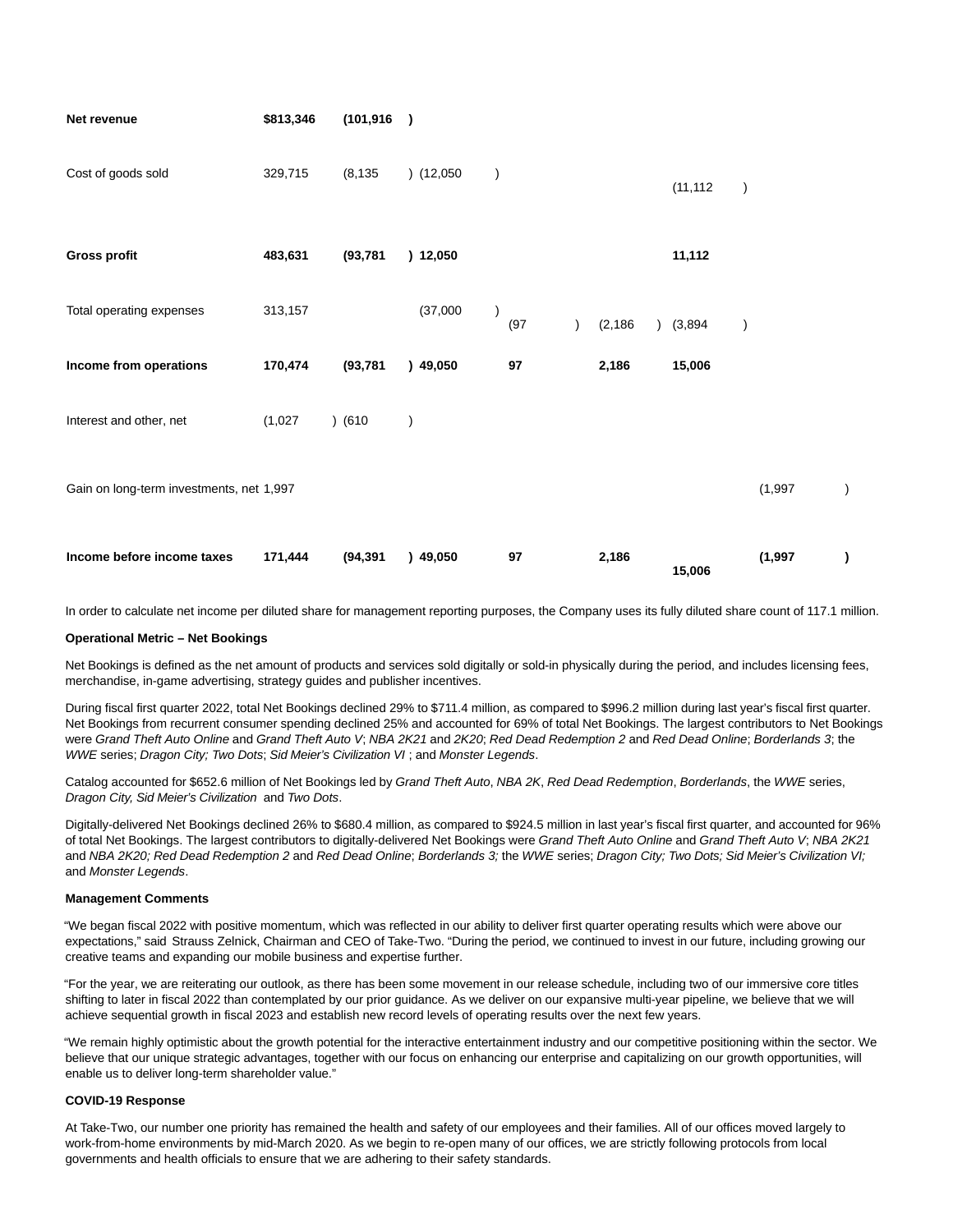| | | | | | | | |
|---|---|---|---|---|---|---|---|
| **Net revenue** | **$813,346** | **(101,916)** | | | | | |
| Cost of goods sold | 329,715 | (8,135) | (12,050) | | | (11,112) | |
| **Gross profit** | **483,631** | **(93,781)** | **12,050** | | | **11,112** | |
| Total operating expenses | 313,157 | | (37,000) | (97) | (2,186) | (3,894) | |
| **Income from operations** | **170,474** | **(93,781)** | **49,050** | **97** | **2,186** | **15,006** | |
| Interest and other, net | (1,027) | (610) | | | | | |
| Gain on long-term investments, net | 1,997 | | | | | | (1,997) |
| **Income before income taxes** | **171,444** | **(94,391)** | **49,050** | **97** | **2,186** | **15,006** | **(1,997)** |

In order to calculate net income per diluted share for management reporting purposes, the Company uses its fully diluted share count of 117.1 million.

**Operational Metric – Net Bookings**

Net Bookings is defined as the net amount of products and services sold digitally or sold-in physically during the period, and includes licensing fees, merchandise, in-game advertising, strategy guides and publisher incentives.

During fiscal first quarter 2022, total Net Bookings declined 29% to $711.4 million, as compared to $996.2 million during last year's fiscal first quarter. Net Bookings from recurrent consumer spending declined 25% and accounted for 69% of total Net Bookings. The largest contributors to Net Bookings were *Grand Theft Auto Online* and *Grand Theft Auto V*; *NBA 2K21* and *2K20*; *Red Dead Redemption 2* and *Red Dead Online*; *Borderlands 3*; the *WWE* series; *Dragon City; Two Dots*; *Sid Meier's Civilization VI* ; and *Monster Legends*.

Catalog accounted for $652.6 million of Net Bookings led by *Grand Theft Auto*, *NBA 2K*, *Red Dead Redemption*, *Borderlands*, the *WWE* series, *Dragon City, Sid Meier's Civilization* and *Two Dots*.

Digitally-delivered Net Bookings declined 26% to $680.4 million, as compared to $924.5 million in last year's fiscal first quarter, and accounted for 96% of total Net Bookings. The largest contributors to digitally-delivered Net Bookings were *Grand Theft Auto Online* and *Grand Theft Auto V*; *NBA 2K21* and *NBA 2K20; Red Dead Redemption 2* and *Red Dead Online*; *Borderlands 3;* the *WWE* series; *Dragon City; Two Dots; Sid Meier's Civilization VI;* and *Monster Legends*.

**Management Comments**

"We began fiscal 2022 with positive momentum, which was reflected in our ability to deliver first quarter operating results which were above our expectations," said Strauss Zelnick, Chairman and CEO of Take-Two. "During the period, we continued to invest in our future, including growing our creative teams and expanding our mobile business and expertise further.

"For the year, we are reiterating our outlook, as there has been some movement in our release schedule, including two of our immersive core titles shifting to later in fiscal 2022 than contemplated by our prior guidance. As we deliver on our expansive multi-year pipeline, we believe that we will achieve sequential growth in fiscal 2023 and establish new record levels of operating results over the next few years.

"We remain highly optimistic about the growth potential for the interactive entertainment industry and our competitive positioning within the sector. We believe that our unique strategic advantages, together with our focus on enhancing our enterprise and capitalizing on our growth opportunities, will enable us to deliver long-term shareholder value."

**COVID-19 Response**

At Take-Two, our number one priority has remained the health and safety of our employees and their families. All of our offices moved largely to work-from-home environments by mid-March 2020. As we begin to re-open many of our offices, we are strictly following protocols from local governments and health officials to ensure that we are adhering to their safety standards.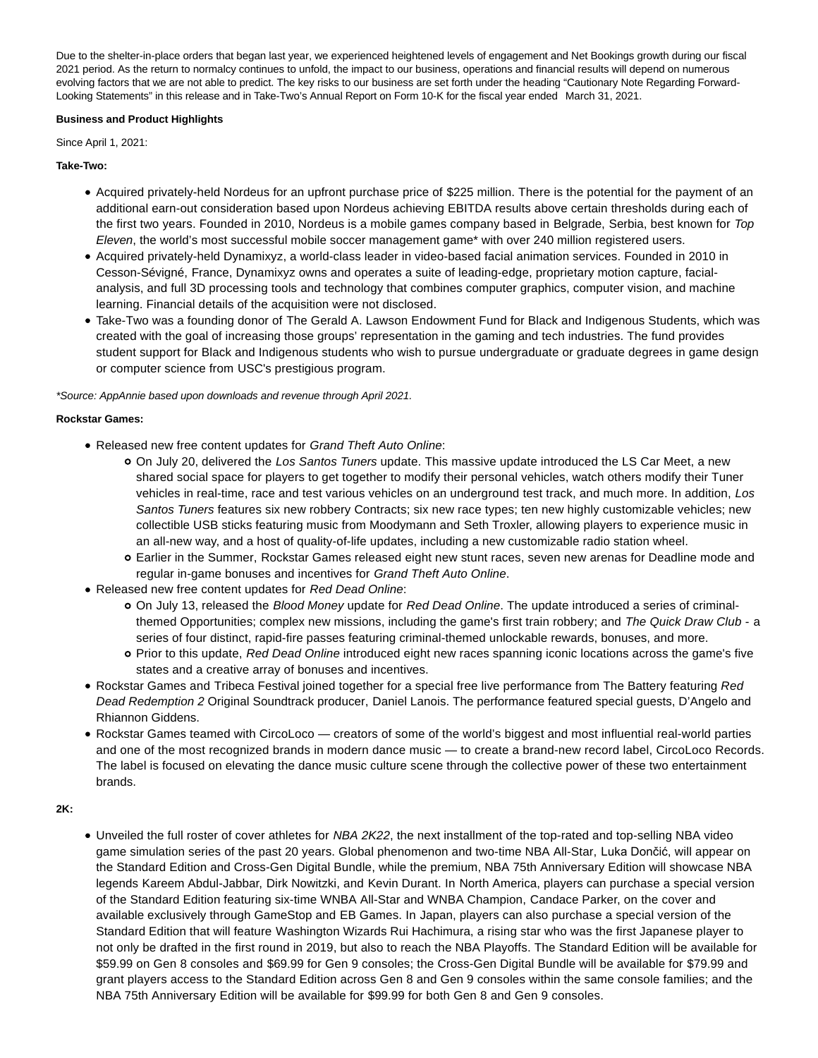Due to the shelter-in-place orders that began last year, we experienced heightened levels of engagement and Net Bookings growth during our fiscal 2021 period. As the return to normalcy continues to unfold, the impact to our business, operations and financial results will depend on numerous evolving factors that we are not able to predict. The key risks to our business are set forth under the heading "Cautionary Note Regarding Forward-Looking Statements" in this release and in Take-Two's Annual Report on Form 10-K for the fiscal year ended March 31, 2021.

**Business and Product Highlights**

Since April 1, 2021:

**Take-Two:**

- Acquired privately-held Nordeus for an upfront purchase price of $225 million. There is the potential for the payment of an additional earn-out consideration based upon Nordeus achieving EBITDA results above certain thresholds during each of the first two years. Founded in 2010, Nordeus is a mobile games company based in Belgrade, Serbia, best known for *Top Eleven*, the world's most successful mobile soccer management game* with over 240 million registered users.
- Acquired privately-held Dynamixyz, a world-class leader in video-based facial animation services. Founded in 2010 in Cesson-Sévigné, France, Dynamixyz owns and operates a suite of leading-edge, proprietary motion capture, facial-analysis, and full 3D processing tools and technology that combines computer graphics, computer vision, and machine learning. Financial details of the acquisition were not disclosed.
- Take-Two was a founding donor of The Gerald A. Lawson Endowment Fund for Black and Indigenous Students, which was created with the goal of increasing those groups' representation in the gaming and tech industries. The fund provides student support for Black and Indigenous students who wish to pursue undergraduate or graduate degrees in game design or computer science from USC's prestigious program.

*\*Source: AppAnnie based upon downloads and revenue through April 2021.*

**Rockstar Games:**

- Released new free content updates for *Grand Theft Auto Online*:
  - On July 20, delivered the *Los Santos Tuners* update. This massive update introduced the LS Car Meet, a new shared social space for players to get together to modify their personal vehicles, watch others modify their Tuner vehicles in real-time, race and test various vehicles on an underground test track, and much more. In addition, *Los Santos Tuners* features six new robbery Contracts; six new race types; ten new highly customizable vehicles; new collectible USB sticks featuring music from Moodymann and Seth Troxler, allowing players to experience music in an all-new way, and a host of quality-of-life updates, including a new customizable radio station wheel.
  - Earlier in the Summer, Rockstar Games released eight new stunt races, seven new arenas for Deadline mode and regular in-game bonuses and incentives for *Grand Theft Auto Online*.
- Released new free content updates for *Red Dead Online*:
  - On July 13, released the *Blood Money* update for *Red Dead Online*. The update introduced a series of criminal-themed Opportunities; complex new missions, including the game's first train robbery; and *The Quick Draw Club* - a series of four distinct, rapid-fire passes featuring criminal-themed unlockable rewards, bonuses, and more.
  - Prior to this update, *Red Dead Online* introduced eight new races spanning iconic locations across the game's five states and a creative array of bonuses and incentives.
- Rockstar Games and Tribeca Festival joined together for a special free live performance from The Battery featuring *Red Dead Redemption 2* Original Soundtrack producer, Daniel Lanois. The performance featured special guests, D'Angelo and Rhiannon Giddens.
- Rockstar Games teamed with CircoLoco — creators of some of the world's biggest and most influential real-world parties and one of the most recognized brands in modern dance music — to create a brand-new record label, CircoLoco Records. The label is focused on elevating the dance music culture scene through the collective power of these two entertainment brands.

**2K:**

- Unveiled the full roster of cover athletes for *NBA 2K22*, the next installment of the top-rated and top-selling NBA video game simulation series of the past 20 years. Global phenomenon and two-time NBA All-Star, Luka Dončić, will appear on the Standard Edition and Cross-Gen Digital Bundle, while the premium, NBA 75th Anniversary Edition will showcase NBA legends Kareem Abdul-Jabbar, Dirk Nowitzki, and Kevin Durant. In North America, players can purchase a special version of the Standard Edition featuring six-time WNBA All-Star and WNBA Champion, Candace Parker, on the cover and available exclusively through GameStop and EB Games. In Japan, players can also purchase a special version of the Standard Edition that will feature Washington Wizards Rui Hachimura, a rising star who was the first Japanese player to not only be drafted in the first round in 2019, but also to reach the NBA Playoffs. The Standard Edition will be available for $59.99 on Gen 8 consoles and $69.99 for Gen 9 consoles; the Cross-Gen Digital Bundle will be available for $79.99 and grant players access to the Standard Edition across Gen 8 and Gen 9 consoles within the same console families; and the NBA 75th Anniversary Edition will be available for $99.99 for both Gen 8 and Gen 9 consoles.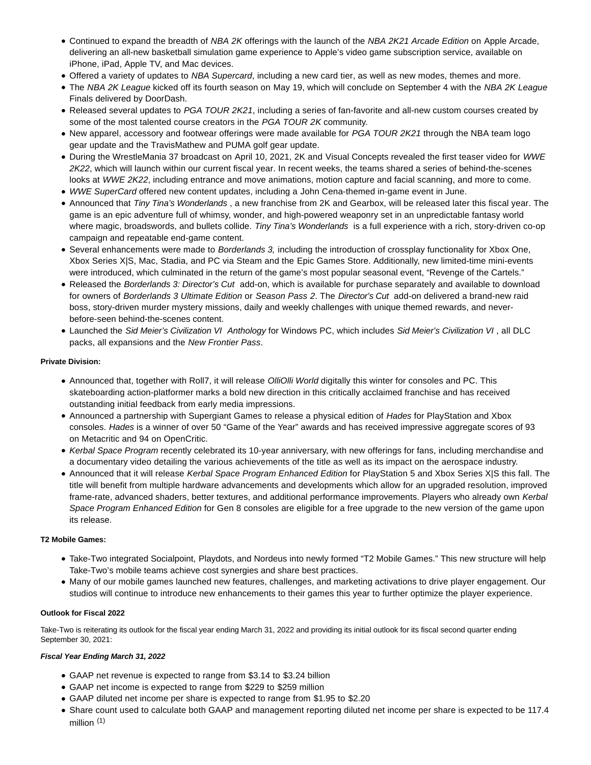- Continued to expand the breadth of *NBA 2K* offerings with the launch of the *NBA 2K21 Arcade Edition* on Apple Arcade, delivering an all-new basketball simulation game experience to Apple's video game subscription service, available on iPhone, iPad, Apple TV, and Mac devices.
- Offered a variety of updates to *NBA Supercard*, including a new card tier, as well as new modes, themes and more.
- The *NBA 2K League* kicked off its fourth season on May 19, which will conclude on September 4 with the *NBA 2K League* Finals delivered by DoorDash.
- Released several updates to *PGA TOUR 2K21*, including a series of fan-favorite and all-new custom courses created by some of the most talented course creators in the *PGA TOUR 2K* community.
- New apparel, accessory and footwear offerings were made available for *PGA TOUR 2K21* through the NBA team logo gear update and the TravisMathew and PUMA golf gear update.
- During the WrestleMania 37 broadcast on April 10, 2021, 2K and Visual Concepts revealed the first teaser video for *WWE 2K22*, which will launch within our current fiscal year. In recent weeks, the teams shared a series of behind-the-scenes looks at *WWE 2K22*, including entrance and move animations, motion capture and facial scanning, and more to come.
- *WWE SuperCard* offered new content updates, including a John Cena-themed in-game event in June.
- Announced that *Tiny Tina's Wonderlands* , a new franchise from 2K and Gearbox, will be released later this fiscal year. The game is an epic adventure full of whimsy, wonder, and high-powered weaponry set in an unpredictable fantasy world where magic, broadswords, and bullets collide. *Tiny Tina's Wonderlands* is a full experience with a rich, story-driven co-op campaign and repeatable end-game content.
- Several enhancements were made to *Borderlands 3,* including the introduction of crossplay functionality for Xbox One, Xbox Series X|S, Mac, Stadia, and PC via Steam and the Epic Games Store. Additionally, new limited-time mini-events were introduced, which culminated in the return of the game's most popular seasonal event, "Revenge of the Cartels."
- Released the *Borderlands 3: Director's Cut* add-on, which is available for purchase separately and available to download for owners of *Borderlands 3 Ultimate Edition* or *Season Pass 2*. The *Director's Cut* add-on delivered a brand-new raid boss, story-driven murder mystery missions, daily and weekly challenges with unique themed rewards, and never-before-seen behind-the-scenes content.
- Launched the *Sid Meier's Civilization VI Anthology* for Windows PC, which includes *Sid Meier's Civilization VI* , all DLC packs, all expansions and the *New Frontier Pass*.

**Private Division:**

- Announced that, together with Roll7, it will release *OlliOlli World* digitally this winter for consoles and PC. This skateboarding action-platformer marks a bold new direction in this critically acclaimed franchise and has received outstanding initial feedback from early media impressions.
- Announced a partnership with Supergiant Games to release a physical edition of *Hades* for PlayStation and Xbox consoles. *Hades* is a winner of over 50 "Game of the Year" awards and has received impressive aggregate scores of 93 on Metacritic and 94 on OpenCritic.
- *Kerbal Space Program* recently celebrated its 10-year anniversary, with new offerings for fans, including merchandise and a documentary video detailing the various achievements of the title as well as its impact on the aerospace industry.
- Announced that it will release *Kerbal Space Program Enhanced Edition* for PlayStation 5 and Xbox Series X|S this fall. The title will benefit from multiple hardware advancements and developments which allow for an upgraded resolution, improved frame-rate, advanced shaders, better textures, and additional performance improvements. Players who already own *Kerbal Space Program Enhanced Edition* for Gen 8 consoles are eligible for a free upgrade to the new version of the game upon its release.

**T2 Mobile Games:**

- Take-Two integrated Socialpoint, Playdots, and Nordeus into newly formed "T2 Mobile Games." This new structure will help Take-Two's mobile teams achieve cost synergies and share best practices.
- Many of our mobile games launched new features, challenges, and marketing activations to drive player engagement. Our studios will continue to introduce new enhancements to their games this year to further optimize the player experience.

**Outlook for Fiscal 2022**

Take-Two is reiterating its outlook for the fiscal year ending March 31, 2022 and providing its initial outlook for its fiscal second quarter ending September 30, 2021:

***Fiscal Year Ending March 31, 2022***

- GAAP net revenue is expected to range from $3.14 to $3.24 billion
- GAAP net income is expected to range from $229 to $259 million
- GAAP diluted net income per share is expected to range from $1.95 to $2.20
- Share count used to calculate both GAAP and management reporting diluted net income per share is expected to be 117.4 million [(1)]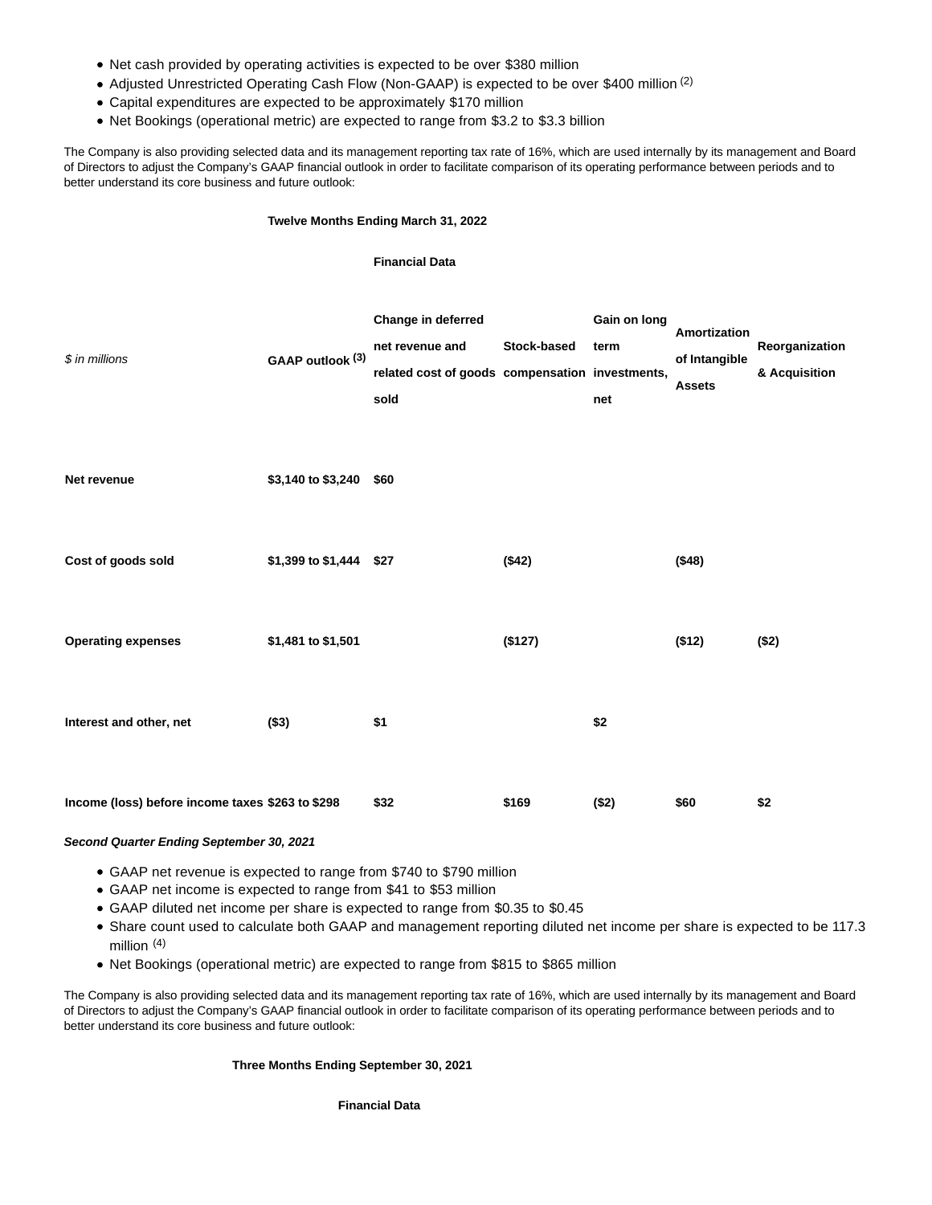- Net cash provided by operating activities is expected to be over $380 million
- Adjusted Unrestricted Operating Cash Flow (Non-GAAP) is expected to be over $400 million [(2)]
- Capital expenditures are expected to be approximately $170 million
- Net Bookings (operational metric) are expected to range from $3.2 to $3.3 billion

The Company is also providing selected data and its management reporting tax rate of 16%, which are used internally by its management and Board of Directors to adjust the Company's GAAP financial outlook in order to facilitate comparison of its operating performance between periods and to better understand its core business and future outlook:

| | Twelve Months Ending March 31, 2022 | | | | | |
|---|---|---|---|---|---|---|
| | | **Financial Data** | | | | |
| *$ in millions* | **GAAP outlook [(3)]** | **Change in deferred net revenue and related cost of goods sold** | **Stock-based compensation** | **Gain on long term investments, net** | **Amortization of Intangible Assets** | **Reorganization & Acquisition** |
| **Net revenue** | **$3,140 to $3,240** | **$60** | | | | |
| **Cost of goods sold** | **$1,399 to $1,444** | **$27** | **($42)** | | **($48)** | |
| **Operating expenses** | **$1,481 to $1,501** | | **($127)** | | **($12)** | **($2)** |
| **Interest and other, net** | **($3)** | **$1** | | **$2** | | |
| **Income (loss) before income taxes** | **$263 to $298** | **$32** | **$169** | **($2)** | **$60** | **$2** |

***Second Quarter Ending September 30, 2021***

- GAAP net revenue is expected to range from $740 to $790 million
- GAAP net income is expected to range from $41 to $53 million
- GAAP diluted net income per share is expected to range from $0.35 to $0.45
- Share count used to calculate both GAAP and management reporting diluted net income per share is expected to be 117.3 million [(4)]
- Net Bookings (operational metric) are expected to range from $815 to $865 million

The Company is also providing selected data and its management reporting tax rate of 16%, which are used internally by its management and Board of Directors to adjust the Company's GAAP financial outlook in order to facilitate comparison of its operating performance between periods and to better understand its core business and future outlook:

**Three Months Ending September 30, 2021**

**Financial Data**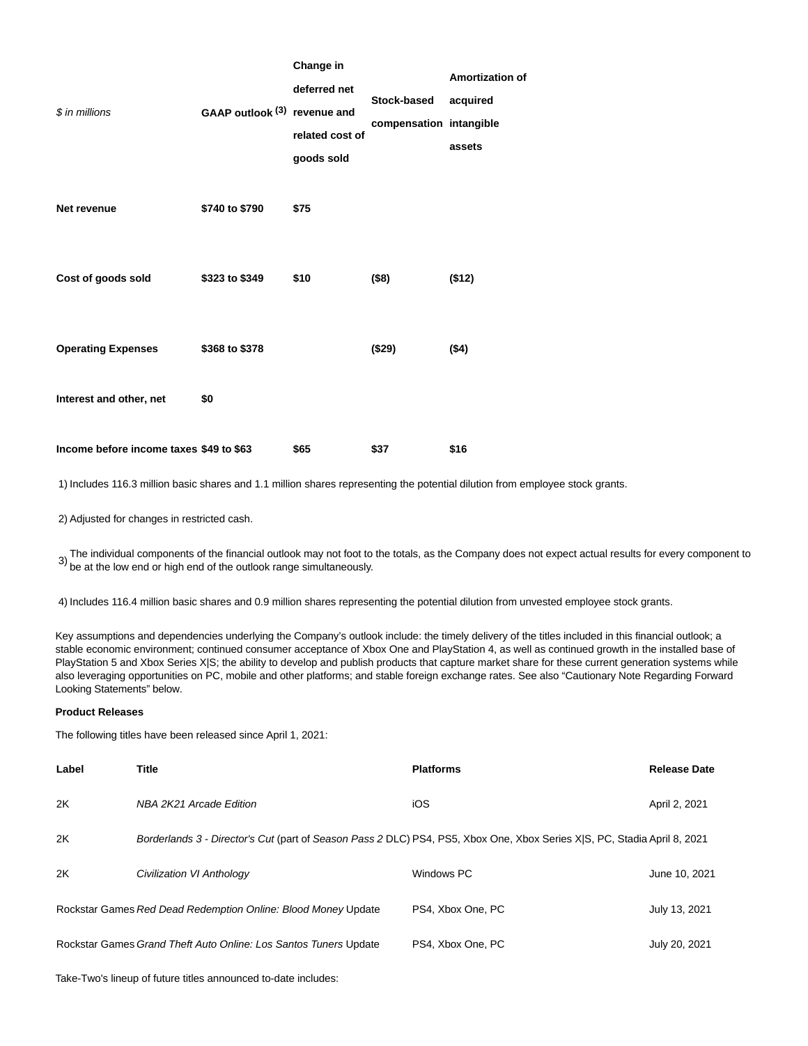| *$ in millions* | GAAP outlook (3) | Change in deferred net revenue and related cost of goods sold | Stock-based compensation | Amortization of acquired intangible assets |
|---|---|---|---|---|
| **Net revenue** | **$740 to $790** | **$75** | | |
| **Cost of goods sold** | **$323 to $349** | **$10** | **($8)** | **($12)** |
| **Operating Expenses** | **$368 to $378** | | **($29)** | **($4)** |
| **Interest and other, net** | **$0** | | | |
| **Income before income taxes** | **$49 to $63** | **$65** | **$37** | **$16** |

1) Includes 116.3 million basic shares and 1.1 million shares representing the potential dilution from employee stock grants.

2) Adjusted for changes in restricted cash.

3) The individual components of the financial outlook may not foot to the totals, as the Company does not expect actual results for every component to be at the low end or high end of the outlook range simultaneously.

4) Includes 116.4 million basic shares and 0.9 million shares representing the potential dilution from unvested employee stock grants.

Key assumptions and dependencies underlying the Company's outlook include: the timely delivery of the titles included in this financial outlook; a stable economic environment; continued consumer acceptance of Xbox One and PlayStation 4, as well as continued growth in the installed base of PlayStation 5 and Xbox Series X|S; the ability to develop and publish products that capture market share for these current generation systems while also leveraging opportunities on PC, mobile and other platforms; and stable foreign exchange rates. See also "Cautionary Note Regarding Forward Looking Statements" below.

**Product Releases**

The following titles have been released since April 1, 2021:

| Label | Title | Platforms | Release Date |
|---|---|---|---|
| 2K | *NBA 2K21 Arcade Edition* | iOS | April 2, 2021 |
| 2K | *Borderlands 3 - Director's Cut* (part of *Season Pass 2* DLC) | PS4, PS5, Xbox One, Xbox Series X|S, PC, Stadia | April 8, 2021 |
| 2K | *Civilization VI Anthology* | Windows PC | June 10, 2021 |
| Rockstar Games | *Red Dead Redemption Online: Blood Money* Update | PS4, Xbox One, PC | July 13, 2021 |
| Rockstar Games | *Grand Theft Auto Online: Los Santos Tuners* Update | PS4, Xbox One, PC | July 20, 2021 |

Take-Two's lineup of future titles announced to-date includes: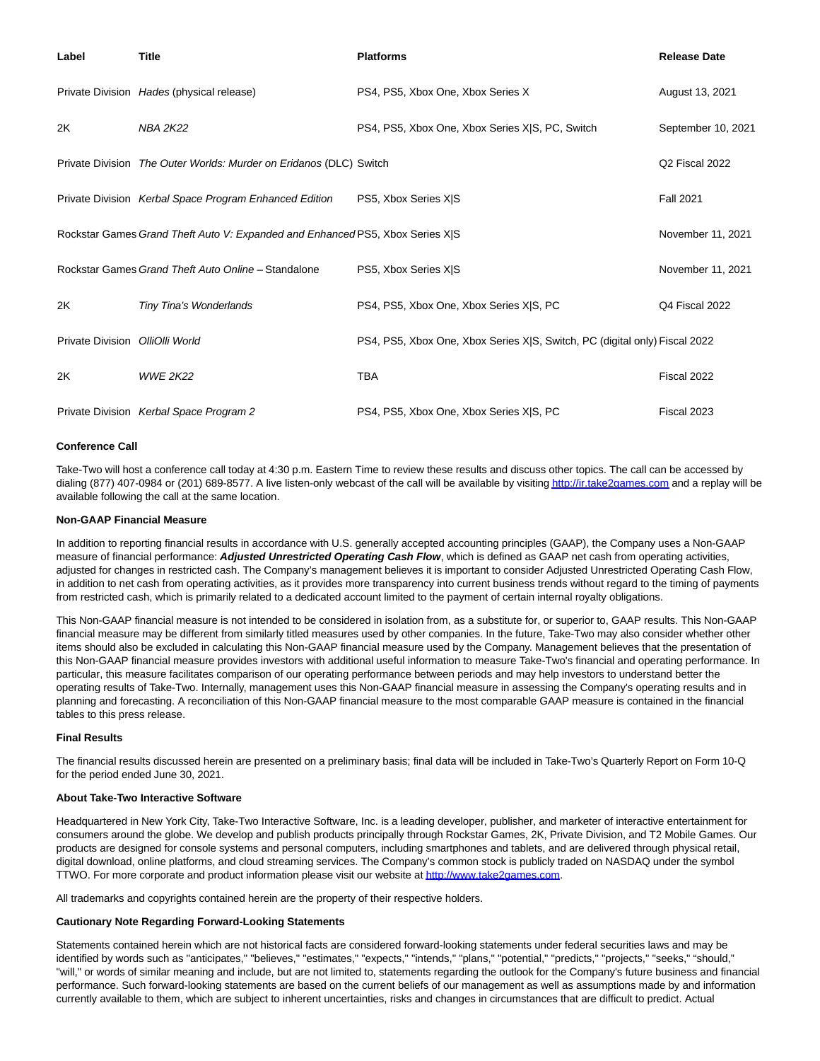| Label | Title | Platforms | Release Date |
|---|---|---|---|
| Private Division | *Hades* (physical release) | PS4, PS5, Xbox One, Xbox Series X | August 13, 2021 |
| 2K | *NBA 2K22* | PS4, PS5, Xbox One, Xbox Series X\|S, PC, Switch | September 10, 2021 |
| Private Division | *The Outer Worlds: Murder on Eridanos* (DLC) | Switch | Q2 Fiscal 2022 |
| Private Division | *Kerbal Space Program Enhanced Edition* | PS5, Xbox Series X\|S | Fall 2021 |
| Rockstar Games | *Grand Theft Auto V: Expanded and Enhanced* | PS5, Xbox Series X\|S | November 11, 2021 |
| Rockstar Games | *Grand Theft Auto Online* – Standalone | PS5, Xbox Series X\|S | November 11, 2021 |
| 2K | *Tiny Tina's Wonderlands* | PS4, PS5, Xbox One, Xbox Series X\|S, PC | Q4 Fiscal 2022 |
| Private Division | *OlliOlli World* | PS4, PS5, Xbox One, Xbox Series X\|S, Switch, PC (digital only) | Fiscal 2022 |
| 2K | *WWE 2K22* | TBA | Fiscal 2022 |
| Private Division | *Kerbal Space Program 2* | PS4, PS5, Xbox One, Xbox Series X\|S, PC | Fiscal 2023 |

**Conference Call**

Take-Two will host a conference call today at 4:30 p.m. Eastern Time to review these results and discuss other topics. The call can be accessed by dialing (877) 407-0984 or (201) 689-8577. A live listen-only webcast of the call will be available by visiting http://ir.take2games.com and a replay will be available following the call at the same location.

**Non-GAAP Financial Measure**

In addition to reporting financial results in accordance with U.S. generally accepted accounting principles (GAAP), the Company uses a Non-GAAP measure of financial performance: ***Adjusted Unrestricted Operating Cash Flow***, which is defined as GAAP net cash from operating activities, adjusted for changes in restricted cash. The Company's management believes it is important to consider Adjusted Unrestricted Operating Cash Flow, in addition to net cash from operating activities, as it provides more transparency into current business trends without regard to the timing of payments from restricted cash, which is primarily related to a dedicated account limited to the payment of certain internal royalty obligations.

This Non-GAAP financial measure is not intended to be considered in isolation from, as a substitute for, or superior to, GAAP results. This Non-GAAP financial measure may be different from similarly titled measures used by other companies. In the future, Take-Two may also consider whether other items should also be excluded in calculating this Non-GAAP financial measure used by the Company. Management believes that the presentation of this Non-GAAP financial measure provides investors with additional useful information to measure Take-Two's financial and operating performance. In particular, this measure facilitates comparison of our operating performance between periods and may help investors to understand better the operating results of Take-Two. Internally, management uses this Non-GAAP financial measure in assessing the Company's operating results and in planning and forecasting. A reconciliation of this Non-GAAP financial measure to the most comparable GAAP measure is contained in the financial tables to this press release.

**Final Results**

The financial results discussed herein are presented on a preliminary basis; final data will be included in Take-Two's Quarterly Report on Form 10-Q for the period ended June 30, 2021.

**About Take-Two Interactive Software**

Headquartered in New York City, Take-Two Interactive Software, Inc. is a leading developer, publisher, and marketer of interactive entertainment for consumers around the globe. We develop and publish products principally through Rockstar Games, 2K, Private Division, and T2 Mobile Games. Our products are designed for console systems and personal computers, including smartphones and tablets, and are delivered through physical retail, digital download, online platforms, and cloud streaming services. The Company's common stock is publicly traded on NASDAQ under the symbol TTWO. For more corporate and product information please visit our website at http://www.take2games.com.

All trademarks and copyrights contained herein are the property of their respective holders.

**Cautionary Note Regarding Forward-Looking Statements**

Statements contained herein which are not historical facts are considered forward-looking statements under federal securities laws and may be identified by words such as "anticipates," "believes," "estimates," "expects," "intends," "plans," "potential," "predicts," "projects," "seeks," "should," "will," or words of similar meaning and include, but are not limited to, statements regarding the outlook for the Company's future business and financial performance. Such forward-looking statements are based on the current beliefs of our management as well as assumptions made by and information currently available to them, which are subject to inherent uncertainties, risks and changes in circumstances that are difficult to predict. Actual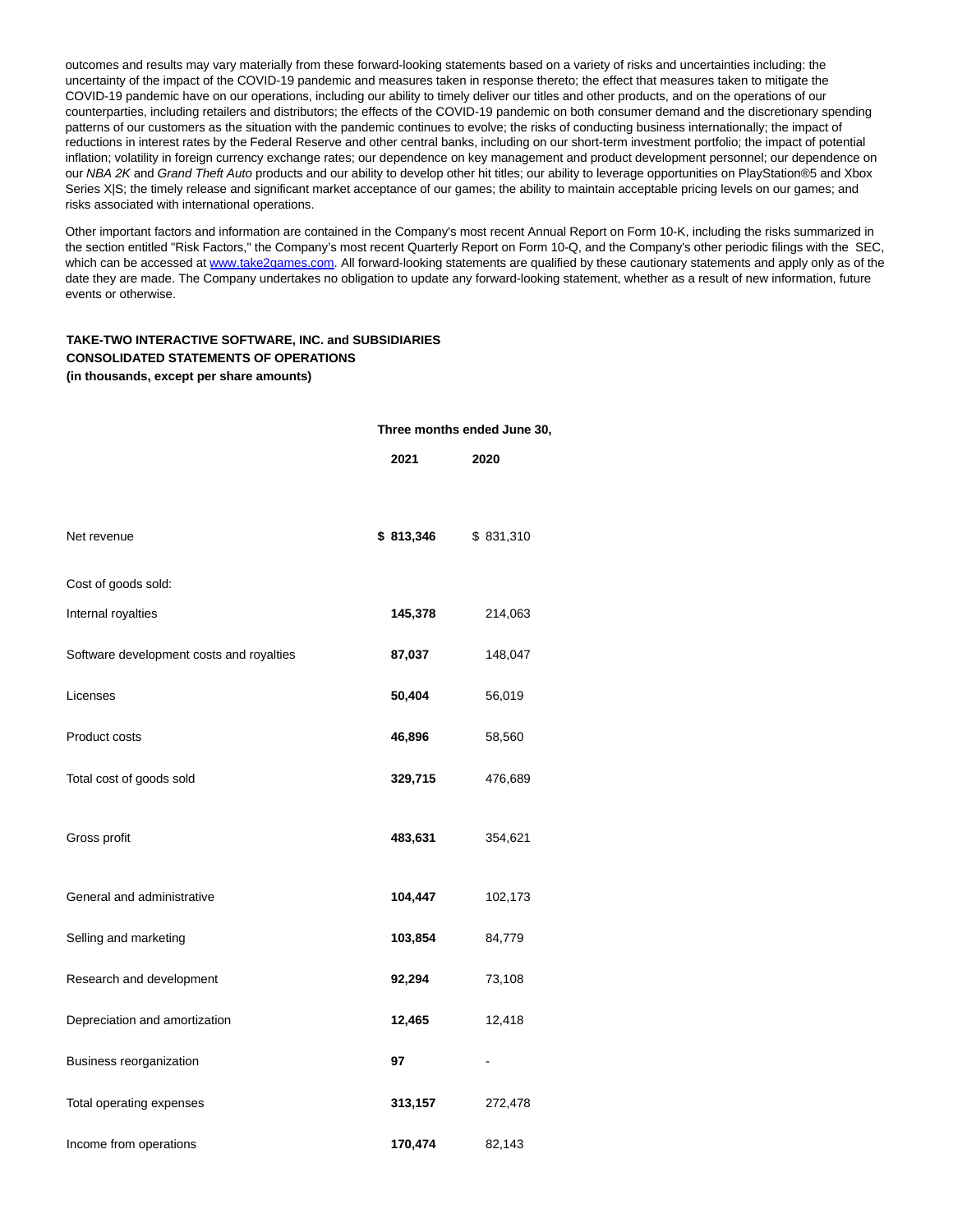outcomes and results may vary materially from these forward-looking statements based on a variety of risks and uncertainties including: the uncertainty of the impact of the COVID-19 pandemic and measures taken in response thereto; the effect that measures taken to mitigate the COVID-19 pandemic have on our operations, including our ability to timely deliver our titles and other products, and on the operations of our counterparties, including retailers and distributors; the effects of the COVID-19 pandemic on both consumer demand and the discretionary spending patterns of our customers as the situation with the pandemic continues to evolve; the risks of conducting business internationally; the impact of reductions in interest rates by the Federal Reserve and other central banks, including on our short-term investment portfolio; the impact of potential inflation; volatility in foreign currency exchange rates; our dependence on key management and product development personnel; our dependence on our *NBA 2K* and *Grand Theft Auto* products and our ability to develop other hit titles; our ability to leverage opportunities on PlayStation®5 and Xbox Series X|S; the timely release and significant market acceptance of our games; the ability to maintain acceptable pricing levels on our games; and risks associated with international operations.

Other important factors and information are contained in the Company's most recent Annual Report on Form 10-K, including the risks summarized in the section entitled "Risk Factors," the Company's most recent Quarterly Report on Form 10-Q, and the Company's other periodic filings with the SEC, which can be accessed at www.take2games.com. All forward-looking statements are qualified by these cautionary statements and apply only as of the date they are made. The Company undertakes no obligation to update any forward-looking statement, whether as a result of new information, future events or otherwise.

**TAKE-TWO INTERACTIVE SOFTWARE, INC. and SUBSIDIARIES**
**CONSOLIDATED STATEMENTS OF OPERATIONS**
**(in thousands, except per share amounts)**

| | **Three months ended June 30,** | |
|---|---|---|
| | **2021** | **2020** |
| Net revenue | **$ 813,346** | $ 831,310 |
| Cost of goods sold: | | |
| Internal royalties | **145,378** | 214,063 |
| Software development costs and royalties | **87,037** | 148,047 |
| Licenses | **50,404** | 56,019 |
| Product costs | **46,896** | 58,560 |
| Total cost of goods sold | **329,715** | 476,689 |
| Gross profit | **483,631** | 354,621 |
| General and administrative | **104,447** | 102,173 |
| Selling and marketing | **103,854** | 84,779 |
| Research and development | **92,294** | 73,108 |
| Depreciation and amortization | **12,465** | 12,418 |
| Business reorganization | **97** | - |
| Total operating expenses | **313,157** | 272,478 |
| Income from operations | **170,474** | 82,143 |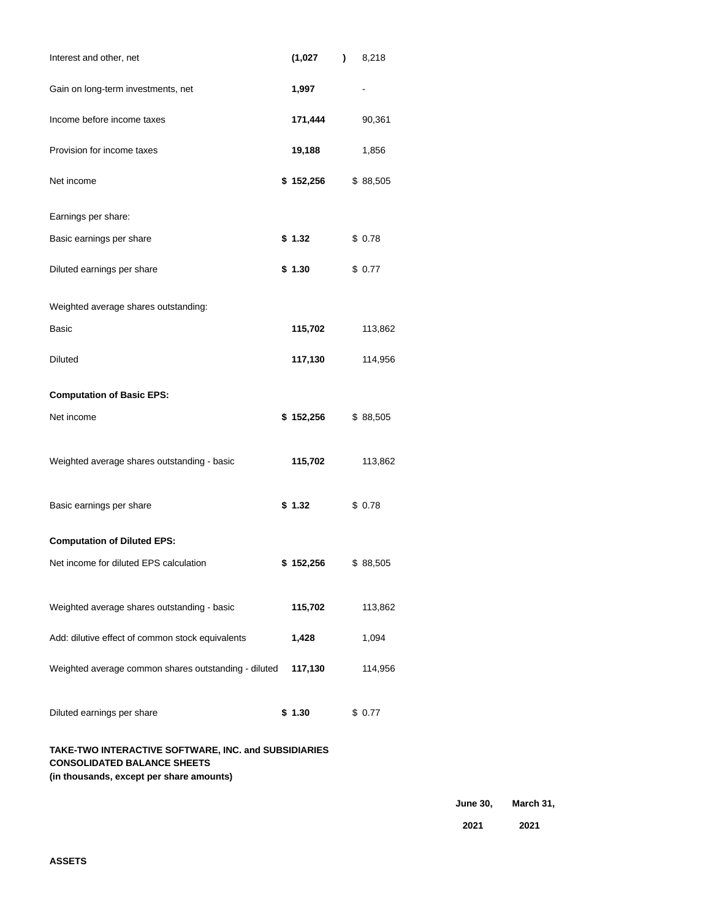| | | |
|---|---|---|
| Interest and other, net | **(1,027)** | 8,218 |
| Gain on long-term investments, net | **1,997** | - |
| Income before income taxes | **171,444** | 90,361 |
| Provision for income taxes | **19,188** | 1,856 |
| Net income | **$ 152,256** | $ 88,505 |
| | | |
| Earnings per share: | | |
| Basic earnings per share | **$ 1.32** | $ 0.78 |
| Diluted earnings per share | **$ 1.30** | $ 0.77 |
| | | |
| Weighted average shares outstanding: | | |
| Basic | **115,702** | 113,862 |
| Diluted | **117,130** | 114,956 |
| | | |
| **Computation of Basic EPS:** | | |
| Net income | **$ 152,256** | $ 88,505 |
| Weighted average shares outstanding - basic | **115,702** | 113,862 |
| Basic earnings per share | **$ 1.32** | $ 0.78 |
| | | |
| **Computation of Diluted EPS:** | | |
| Net income for diluted EPS calculation | **$ 152,256** | $ 88,505 |
| Weighted average shares outstanding - basic | **115,702** | 113,862 |
| Add: dilutive effect of common stock equivalents | **1,428** | 1,094 |
| Weighted average common shares outstanding - diluted | **117,130** | 114,956 |
| Diluted earnings per share | **$ 1.30** | $ 0.77 |

**TAKE-TWO INTERACTIVE SOFTWARE, INC. and SUBSIDIARIES**
**CONSOLIDATED BALANCE SHEETS**
**(in thousands, except per share amounts)**

| | June 30, 2021 | March 31, 2021 |
|---|---|---|
| **ASSETS** | | |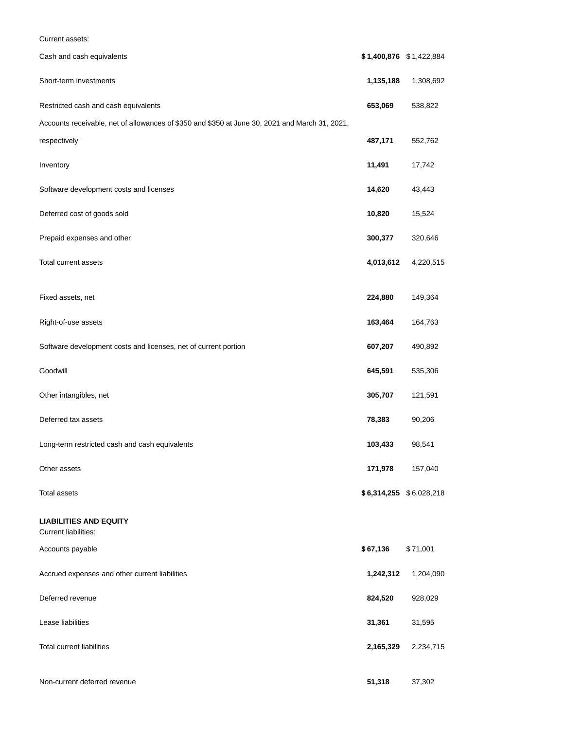| | | |
|---|---|---|
| Current assets: | | |
| Cash and cash equivalents | **$ 1,400,876** | $ 1,422,884 |
| Short-term investments | **1,135,188** | 1,308,692 |
| Restricted cash and cash equivalents | **653,069** | 538,822 |
| Accounts receivable, net of allowances of $350 and $350 at June 30, 2021 and March 31, 2021, respectively | **487,171** | 552,762 |
| Inventory | **11,491** | 17,742 |
| Software development costs and licenses | **14,620** | 43,443 |
| Deferred cost of goods sold | **10,820** | 15,524 |
| Prepaid expenses and other | **300,377** | 320,646 |
| Total current assets | **4,013,612** | 4,220,515 |
| Fixed assets, net | **224,880** | 149,364 |
| Right-of-use assets | **163,464** | 164,763 |
| Software development costs and licenses, net of current portion | **607,207** | 490,892 |
| Goodwill | **645,591** | 535,306 |
| Other intangibles, net | **305,707** | 121,591 |
| Deferred tax assets | **78,383** | 90,206 |
| Long-term restricted cash and cash equivalents | **103,433** | 98,541 |
| Other assets | **171,978** | 157,040 |
| Total assets | **$ 6,314,255** | $ 6,028,218 |
| **LIABILITIES AND EQUITY** | | |
| Current liabilities: | | |
| Accounts payable | **$ 67,136** | $ 71,001 |
| Accrued expenses and other current liabilities | **1,242,312** | 1,204,090 |
| Deferred revenue | **824,520** | 928,029 |
| Lease liabilities | **31,361** | 31,595 |
| Total current liabilities | **2,165,329** | 2,234,715 |
| Non-current deferred revenue | **51,318** | 37,302 |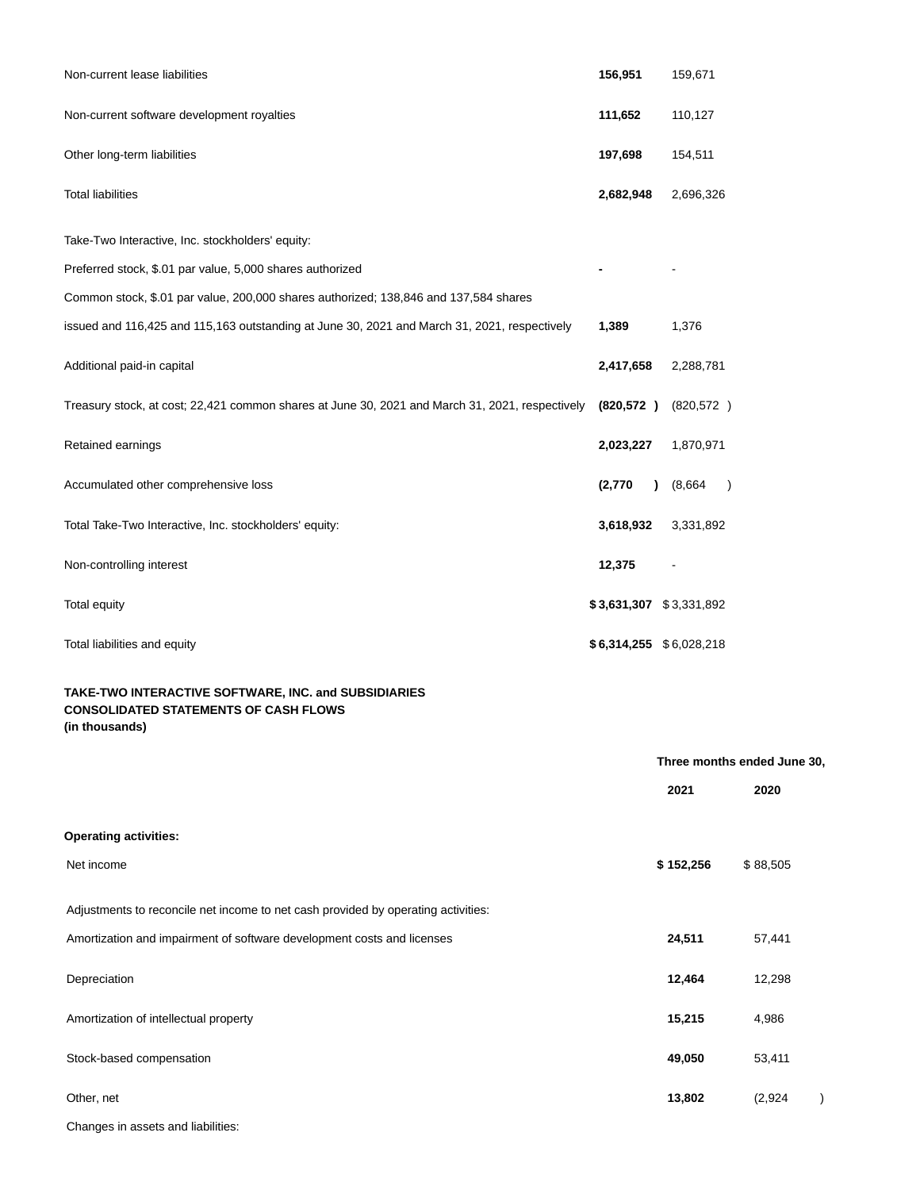| | | |
|---|---|---|
| Non-current lease liabilities | **156,951** | 159,671 |
| Non-current software development royalties | **111,652** | 110,127 |
| Other long-term liabilities | **197,698** | 154,511 |
| Total liabilities | **2,682,948** | 2,696,326 |
| Take-Two Interactive, Inc. stockholders' equity: | | |
| Preferred stock, $.01 par value, 5,000 shares authorized | **-** | - |
| Common stock, $.01 par value, 200,000 shares authorized; 138,846 and 137,584 shares issued and 116,425 and 115,163 outstanding at June 30, 2021 and March 31, 2021, respectively | **1,389** | 1,376 |
| Additional paid-in capital | **2,417,658** | 2,288,781 |
| Treasury stock, at cost; 22,421 common shares at June 30, 2021 and March 31, 2021, respectively | **(820,572 )** | (820,572 ) |
| Retained earnings | **2,023,227** | 1,870,971 |
| Accumulated other comprehensive loss | **(2,770 )** | (8,664 ) |
| Total Take-Two Interactive, Inc. stockholders' equity: | **3,618,932** | 3,331,892 |
| Non-controlling interest | **12,375** | - |
| Total equity | **$ 3,631,307** | $ 3,331,892 |
| Total liabilities and equity | **$ 6,314,255** | $ 6,028,218 |

**TAKE-TWO INTERACTIVE SOFTWARE, INC. and SUBSIDIARIES**
**CONSOLIDATED STATEMENTS OF CASH FLOWS**
**(in thousands)**

| | **Three months ended June 30,** | |
|---|---|---|
| | **2021** | **2020** |
| **Operating activities:** | | |
| Net income | **$ 152,256** | $ 88,505 |
| Adjustments to reconcile net income to net cash provided by operating activities: | | |
| Amortization and impairment of software development costs and licenses | **24,511** | 57,441 |
| Depreciation | **12,464** | 12,298 |
| Amortization of intellectual property | **15,215** | 4,986 |
| Stock-based compensation | **49,050** | 53,411 |
| Other, net | **13,802** | (2,924 ) |
| Changes in assets and liabilities: | | |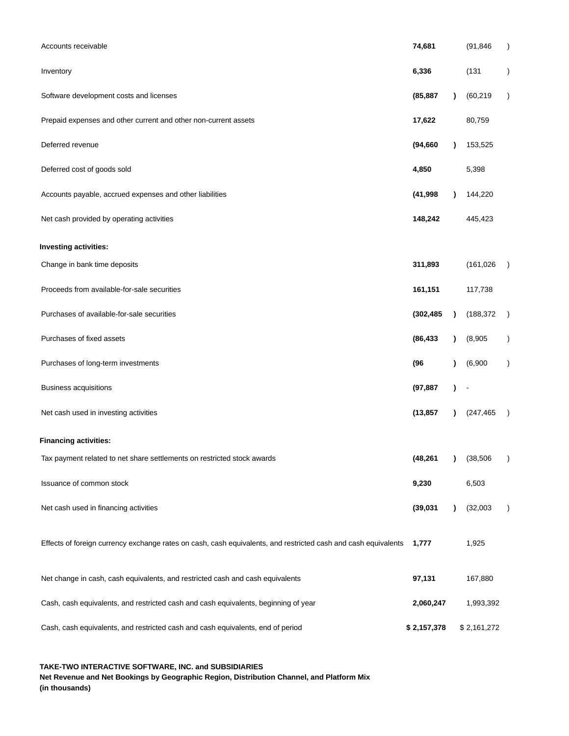| | | |
|---|---|---|
| Accounts receivable | **74,681** | (91,846) |
| Inventory | **6,336** | (131) |
| Software development costs and licenses | **(85,887)** | (60,219) |
| Prepaid expenses and other current and other non-current assets | **17,622** | 80,759 |
| Deferred revenue | **(94,660)** | 153,525 |
| Deferred cost of goods sold | **4,850** | 5,398 |
| Accounts payable, accrued expenses and other liabilities | **(41,998)** | 144,220 |
| Net cash provided by operating activities | **148,242** | 445,423 |
| **Investing activities:** | | |
| Change in bank time deposits | **311,893** | (161,026) |
| Proceeds from available-for-sale securities | **161,151** | 117,738 |
| Purchases of available-for-sale securities | **(302,485)** | (188,372) |
| Purchases of fixed assets | **(86,433)** | (8,905) |
| Purchases of long-term investments | **(96)** | (6,900) |
| Business acquisitions | **(97,887)** | - |
| Net cash used in investing activities | **(13,857)** | (247,465) |
| **Financing activities:** | | |
| Tax payment related to net share settlements on restricted stock awards | **(48,261)** | (38,506) |
| Issuance of common stock | **9,230** | 6,503 |
| Net cash used in financing activities | **(39,031)** | (32,003) |
| Effects of foreign currency exchange rates on cash, cash equivalents, and restricted cash and cash equivalents | **1,777** | 1,925 |
| Net change in cash, cash equivalents, and restricted cash and cash equivalents | **97,131** | 167,880 |
| Cash, cash equivalents, and restricted cash and cash equivalents, beginning of year | **2,060,247** | 1,993,392 |
| Cash, cash equivalents, and restricted cash and cash equivalents, end of period | **$ 2,157,378** | $ 2,161,272 |

**TAKE-TWO INTERACTIVE SOFTWARE, INC. and SUBSIDIARIES**
**Net Revenue and Net Bookings by Geographic Region, Distribution Channel, and Platform Mix**
**(in thousands)**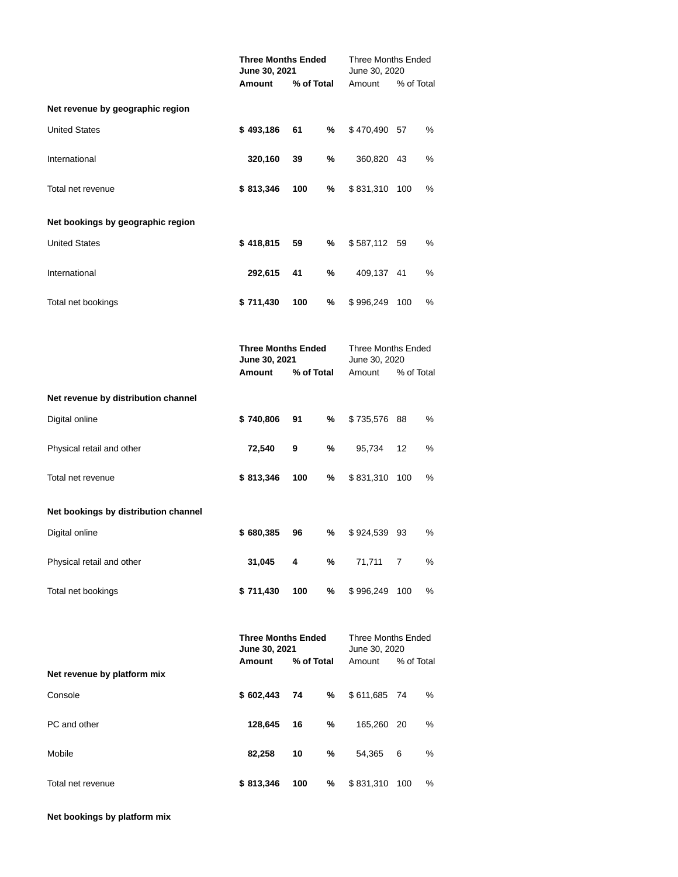| | Three Months Ended June 30, 2021 | | Three Months Ended June 30, 2020 | |
|---|---|---|---|---|
| | **Amount** | **% of Total** | Amount | % of Total |
| **Net revenue by geographic region** | | | | |
| United States | **$ 493,186** | **61 %** | $ 470,490 | 57 % |
| International | **320,160** | **39 %** | 360,820 | 43 % |
| Total net revenue | **$ 813,346** | **100 %** | $ 831,310 | 100 % |
| **Net bookings by geographic region** | | | | |
| United States | **$ 418,815** | **59 %** | $ 587,112 | 59 % |
| International | **292,615** | **41 %** | 409,137 | 41 % |
| Total net bookings | **$ 711,430** | **100 %** | $ 996,249 | 100 % |

| | Three Months Ended June 30, 2021 | | Three Months Ended June 30, 2020 | |
|---|---|---|---|---|
| | **Amount** | **% of Total** | Amount | % of Total |
| **Net revenue by distribution channel** | | | | |
| Digital online | **$ 740,806** | **91 %** | $ 735,576 | 88 % |
| Physical retail and other | **72,540** | **9 %** | 95,734 | 12 % |
| Total net revenue | **$ 813,346** | **100 %** | $ 831,310 | 100 % |
| **Net bookings by distribution channel** | | | | |
| Digital online | **$ 680,385** | **96 %** | $ 924,539 | 93 % |
| Physical retail and other | **31,045** | **4 %** | 71,711 | 7 % |
| Total net bookings | **$ 711,430** | **100 %** | $ 996,249 | 100 % |

| | Three Months Ended June 30, 2021 | | Three Months Ended June 30, 2020 | |
|---|---|---|---|---|
| | **Amount** | **% of Total** | Amount | % of Total |
| **Net revenue by platform mix** | | | | |
| Console | **$ 602,443** | **74 %** | $ 611,685 | 74 % |
| PC and other | **128,645** | **16 %** | 165,260 | 20 % |
| Mobile | **82,258** | **10 %** | 54,365 | 6 % |
| Total net revenue | **$ 813,346** | **100 %** | $ 831,310 | 100 % |

**Net bookings by platform mix**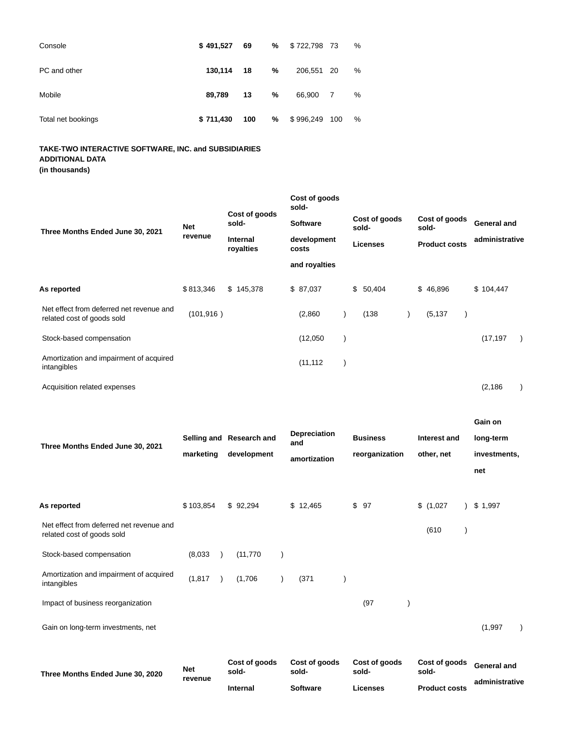| | | | | |
|---|---|---|---|---|
| Console | **$ 491,527** | **69 %** | $ 722,798 | 73 % |
| PC and other | **130,114** | **18 %** | 206,551 | 20 % |
| Mobile | **89,789** | **13 %** | 66,900 | 7 % |
| Total net bookings | **$ 711,430** | **100 %** | $ 996,249 | 100 % |

**TAKE-TWO INTERACTIVE SOFTWARE, INC. and SUBSIDIARIES**
**ADDITIONAL DATA**
**(in thousands)**

| **Three Months Ended June 30, 2021** | **Net revenue** | **Cost of goods sold- Internal royalties** | **Cost of goods sold- Software development costs and royalties** | **Cost of goods sold- Licenses** | **Cost of goods sold- Product costs** | **General and administrative** |
|---|---|---|---|---|---|---|
| **As reported** | $ 813,346 | $ 145,378 | $ 87,037 | $ 50,404 | $ 46,896 | $ 104,447 |
| Net effect from deferred net revenue and related cost of goods sold | (101,916 ) | | (2,860 ) | (138 ) | (5,137 ) | |
| Stock-based compensation | | | (12,050 ) | | | (17,197 ) |
| Amortization and impairment of acquired intangibles | | | (11,112 ) | | | |
| Acquisition related expenses | | | | | | (2,186 ) |

| **Three Months Ended June 30, 2021** | **Selling and marketing** | **Research and development** | **Depreciation and amortization** | **Business reorganization** | **Interest and other, net** | **Gain on long-term investments, net** |
|---|---|---|---|---|---|---|
| **As reported** | $ 103,854 | $ 92,294 | $ 12,465 | $ 97 | $ (1,027 ) | $ 1,997 |
| Net effect from deferred net revenue and related cost of goods sold | | | | | (610 ) | |
| Stock-based compensation | (8,033 ) | (11,770 ) | | | | |
| Amortization and impairment of acquired intangibles | (1,817 ) | (1,706 ) | (371 ) | | | |
| Impact of business reorganization | | | | (97 ) | | |
| Gain on long-term investments, net | | | | | | (1,997 ) |

| **Three Months Ended June 30, 2020** | **Net revenue** | **Cost of goods sold- Internal** | **Cost of goods sold- Software** | **Cost of goods sold- Licenses** | **Cost of goods sold- Product costs** | **General and administrative** |
|---|---|---|---|---|---|---|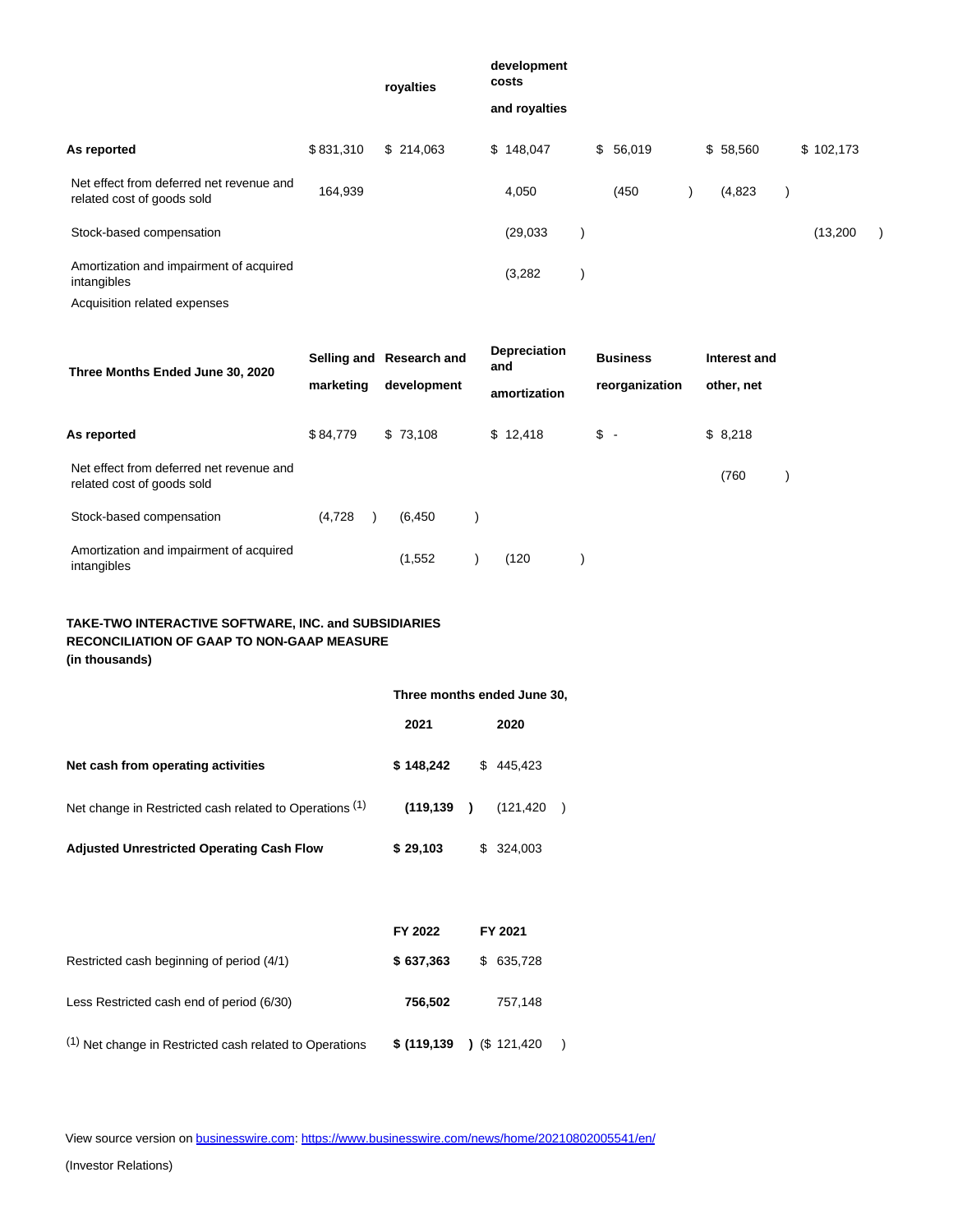| | | royalties | development costs and royalties | | | |
|---|---|---|---|---|---|---|
| **As reported** | $ 831,310 | $ 214,063 | $ 148,047 | $ 56,019 | $ 58,560 | $ 102,173 |
| Net effect from deferred net revenue and related cost of goods sold | 164,939 | | 4,050 | (450 ) | (4,823 ) | |
| Stock-based compensation | | | (29,033 ) | | | (13,200 ) |
| Amortization and impairment of acquired intangibles | | | (3,282 ) | | | |
| Acquisition related expenses | | | | | | |

| Three Months Ended June 30, 2020 | Selling and marketing | Research and development | Depreciation and amortization | Business reorganization | Interest and other, net |
|---|---|---|---|---|---|
| **As reported** | $ 84,779 | $ 73,108 | $ 12,418 | $ - | $ 8,218 |
| Net effect from deferred net revenue and related cost of goods sold | | | | | (760 ) |
| Stock-based compensation | (4,728 ) | (6,450 ) | | | |
| Amortization and impairment of acquired intangibles | | (1,552 ) | (120 ) | | |

**TAKE-TWO INTERACTIVE SOFTWARE, INC. and SUBSIDIARIES**
**RECONCILIATION OF GAAP TO NON-GAAP MEASURE**
**(in thousands)**

| | Three months ended June 30, | |
|---|---|---|
| | 2021 | 2020 |
| **Net cash from operating activities** | **$ 148,242** | $ 445,423 |
| Net change in Restricted cash related to Operations (1) | **(119,139 )** | (121,420 ) |
| **Adjusted Unrestricted Operating Cash Flow** | **$ 29,103** | $ 324,003 |

| | FY 2022 | FY 2021 |
|---|---|---|
| Restricted cash beginning of period (4/1) | **$ 637,363** | $ 635,728 |
| Less Restricted cash end of period (6/30) | **756,502** | 757,148 |
| (1) Net change in Restricted cash related to Operations | **$ (119,139 )** | ($ 121,420 ) |

View source version on businesswire.com: https://www.businesswire.com/news/home/20210802005541/en/

(Investor Relations)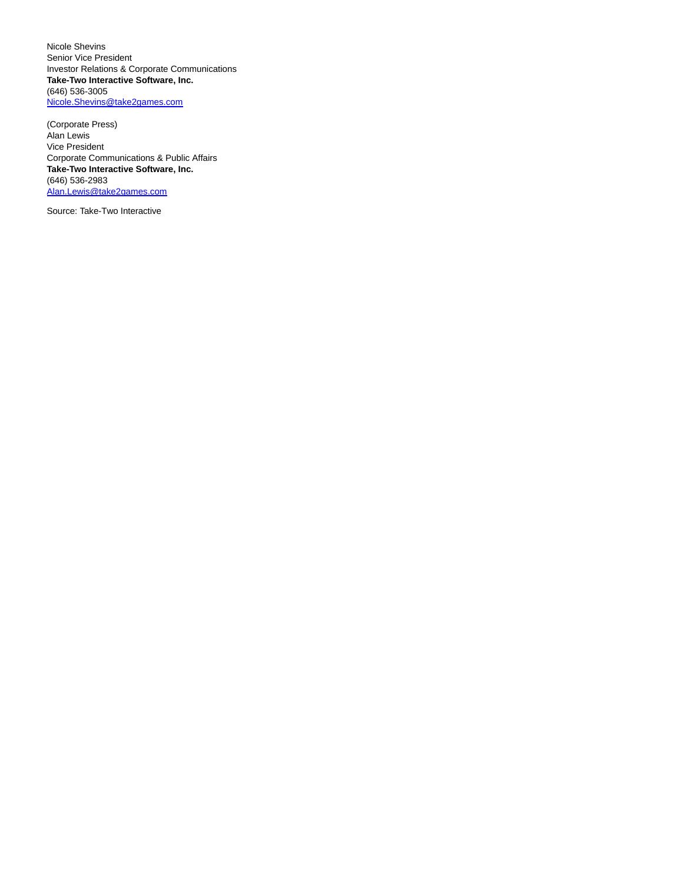Nicole Shevins
Senior Vice President
Investor Relations & Corporate Communications
**Take-Two Interactive Software, Inc.**
(646) 536-3005
Nicole.Shevins@take2games.com

(Corporate Press)
Alan Lewis
Vice President
Corporate Communications & Public Affairs
**Take-Two Interactive Software, Inc.**
(646) 536-2983
Alan.Lewis@take2games.com

Source: Take-Two Interactive